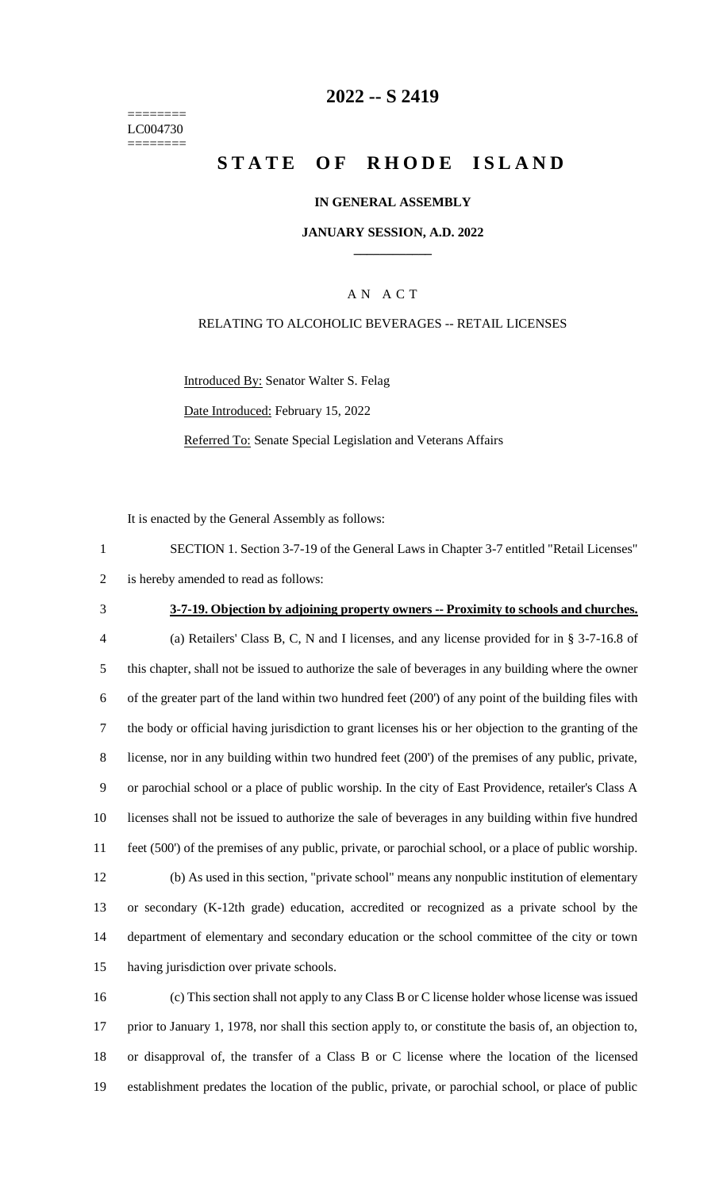========
LC004730
========

# 2022 -- S 2419

# STATE OF RHODE ISLAND

**IN GENERAL ASSEMBLY**

**JANUARY SESSION, A.D. 2022**

A N A C T

RELATING TO ALCOHOLIC BEVERAGES -- RETAIL LICENSES

Introduced By: Senator Walter S. Felag

Date Introduced: February 15, 2022

Referred To: Senate Special Legislation and Veterans Affairs

It is enacted by the General Assembly as follows:

SECTION 1. Section 3-7-19 of the General Laws in Chapter 3-7 entitled "Retail Licenses" is hereby amended to read as follows:

**3-7-19. Objection by adjoining property owners -- Proximity to schools and churches.**

(a) Retailers' Class B, C, N and I licenses, and any license provided for in § 3-7-16.8 of this chapter, shall not be issued to authorize the sale of beverages in any building where the owner of the greater part of the land within two hundred feet (200') of any point of the building files with the body or official having jurisdiction to grant licenses his or her objection to the granting of the license, nor in any building within two hundred feet (200') of the premises of any public, private, or parochial school or a place of public worship. In the city of East Providence, retailer's Class A licenses shall not be issued to authorize the sale of beverages in any building within five hundred feet (500') of the premises of any public, private, or parochial school, or a place of public worship.

(b) As used in this section, "private school" means any nonpublic institution of elementary or secondary (K-12th grade) education, accredited or recognized as a private school by the department of elementary and secondary education or the school committee of the city or town having jurisdiction over private schools.

(c) This section shall not apply to any Class B or C license holder whose license was issued prior to January 1, 1978, nor shall this section apply to, or constitute the basis of, an objection to, or disapproval of, the transfer of a Class B or C license where the location of the licensed establishment predates the location of the public, private, or parochial school, or place of public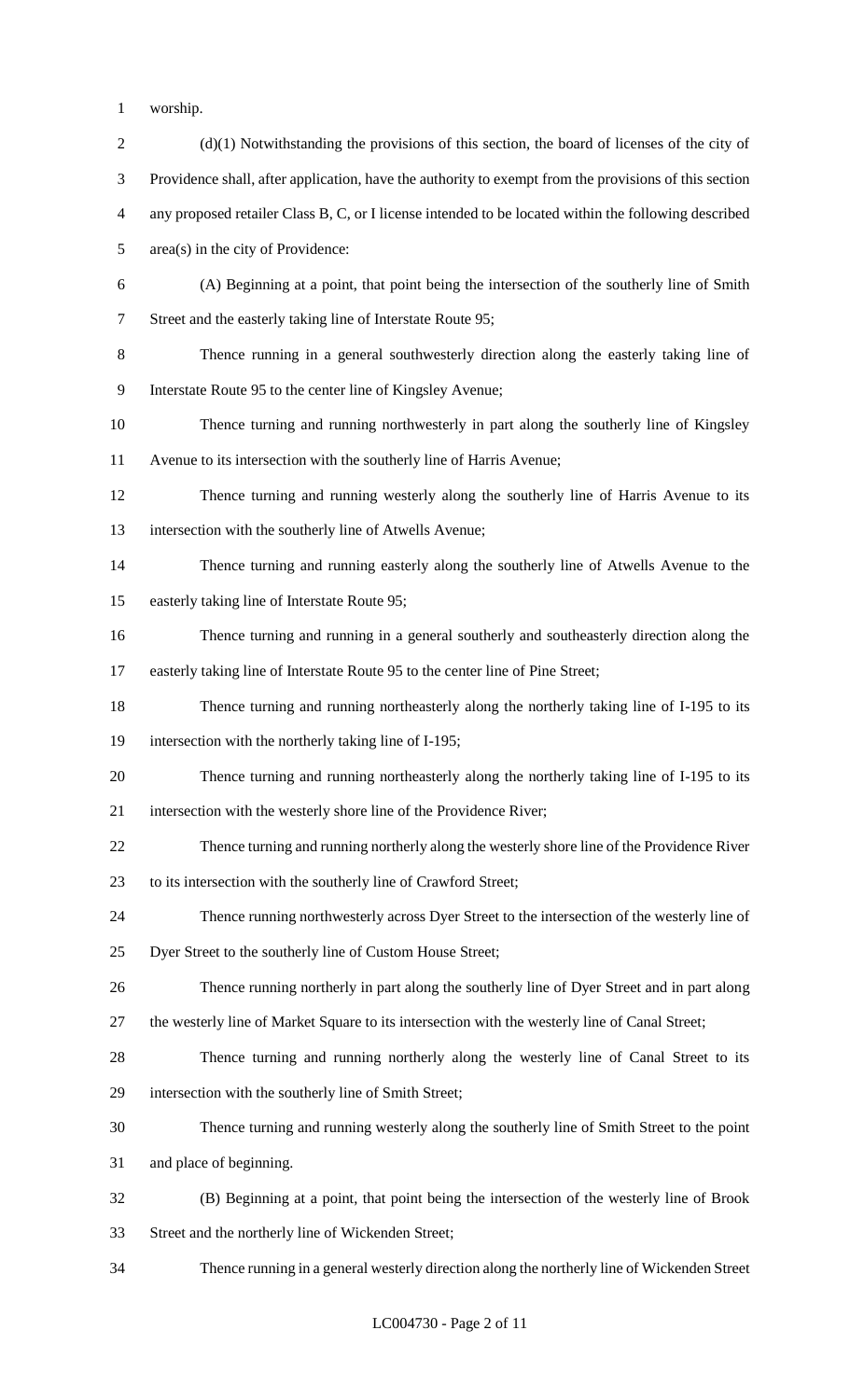worship.

(d)(1) Notwithstanding the provisions of this section, the board of licenses of the city of Providence shall, after application, have the authority to exempt from the provisions of this section any proposed retailer Class B, C, or I license intended to be located within the following described area(s) in the city of Providence:

(A) Beginning at a point, that point being the intersection of the southerly line of Smith Street and the easterly taking line of Interstate Route 95;

Thence running in a general southwesterly direction along the easterly taking line of Interstate Route 95 to the center line of Kingsley Avenue;

Thence turning and running northwesterly in part along the southerly line of Kingsley Avenue to its intersection with the southerly line of Harris Avenue;

Thence turning and running westerly along the southerly line of Harris Avenue to its intersection with the southerly line of Atwells Avenue;

Thence turning and running easterly along the southerly line of Atwells Avenue to the easterly taking line of Interstate Route 95;

Thence turning and running in a general southerly and southeasterly direction along the easterly taking line of Interstate Route 95 to the center line of Pine Street;

Thence turning and running northeasterly along the northerly taking line of I-195 to its intersection with the northerly taking line of I-195;

Thence turning and running northeasterly along the northerly taking line of I-195 to its intersection with the westerly shore line of the Providence River;

Thence turning and running northerly along the westerly shore line of the Providence River to its intersection with the southerly line of Crawford Street;

Thence running northwesterly across Dyer Street to the intersection of the westerly line of Dyer Street to the southerly line of Custom House Street;

Thence running northerly in part along the southerly line of Dyer Street and in part along the westerly line of Market Square to its intersection with the westerly line of Canal Street;

Thence turning and running northerly along the westerly line of Canal Street to its intersection with the southerly line of Smith Street;

Thence turning and running westerly along the southerly line of Smith Street to the point and place of beginning.

(B) Beginning at a point, that point being the intersection of the westerly line of Brook Street and the northerly line of Wickenden Street;

Thence running in a general westerly direction along the northerly line of Wickenden Street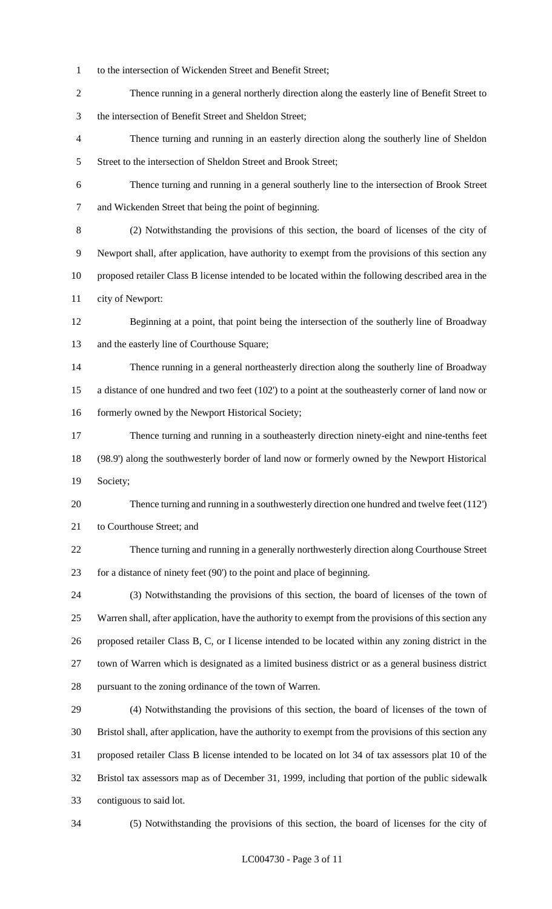to the intersection of Wickenden Street and Benefit Street;

Thence running in a general northerly direction along the easterly line of Benefit Street to the intersection of Benefit Street and Sheldon Street;

Thence turning and running in an easterly direction along the southerly line of Sheldon Street to the intersection of Sheldon Street and Brook Street;

Thence turning and running in a general southerly line to the intersection of Brook Street and Wickenden Street that being the point of beginning.

(2) Notwithstanding the provisions of this section, the board of licenses of the city of Newport shall, after application, have authority to exempt from the provisions of this section any proposed retailer Class B license intended to be located within the following described area in the city of Newport:

Beginning at a point, that point being the intersection of the southerly line of Broadway and the easterly line of Courthouse Square;

Thence running in a general northeasterly direction along the southerly line of Broadway a distance of one hundred and two feet (102') to a point at the southeasterly corner of land now or formerly owned by the Newport Historical Society;

Thence turning and running in a southeasterly direction ninety-eight and nine-tenths feet (98.9') along the southwesterly border of land now or formerly owned by the Newport Historical Society;

Thence turning and running in a southwesterly direction one hundred and twelve feet (112') to Courthouse Street; and

Thence turning and running in a generally northwesterly direction along Courthouse Street for a distance of ninety feet (90') to the point and place of beginning.

(3) Notwithstanding the provisions of this section, the board of licenses of the town of Warren shall, after application, have the authority to exempt from the provisions of this section any proposed retailer Class B, C, or I license intended to be located within any zoning district in the town of Warren which is designated as a limited business district or as a general business district pursuant to the zoning ordinance of the town of Warren.

(4) Notwithstanding the provisions of this section, the board of licenses of the town of Bristol shall, after application, have the authority to exempt from the provisions of this section any proposed retailer Class B license intended to be located on lot 34 of tax assessors plat 10 of the Bristol tax assessors map as of December 31, 1999, including that portion of the public sidewalk contiguous to said lot.

(5) Notwithstanding the provisions of this section, the board of licenses for the city of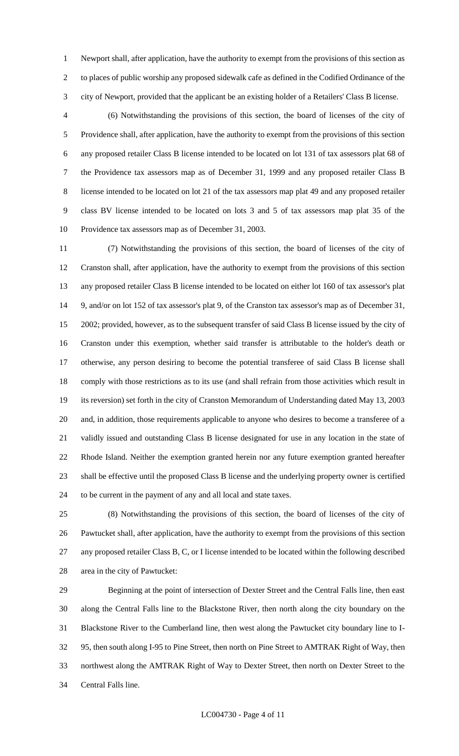Newport shall, after application, have the authority to exempt from the provisions of this section as to places of public worship any proposed sidewalk cafe as defined in the Codified Ordinance of the city of Newport, provided that the applicant be an existing holder of a Retailers' Class B license.

(6) Notwithstanding the provisions of this section, the board of licenses of the city of Providence shall, after application, have the authority to exempt from the provisions of this section any proposed retailer Class B license intended to be located on lot 131 of tax assessors plat 68 of the Providence tax assessors map as of December 31, 1999 and any proposed retailer Class B license intended to be located on lot 21 of the tax assessors map plat 49 and any proposed retailer class BV license intended to be located on lots 3 and 5 of tax assessors map plat 35 of the Providence tax assessors map as of December 31, 2003.

(7) Notwithstanding the provisions of this section, the board of licenses of the city of Cranston shall, after application, have the authority to exempt from the provisions of this section any proposed retailer Class B license intended to be located on either lot 160 of tax assessor's plat 9, and/or on lot 152 of tax assessor's plat 9, of the Cranston tax assessor's map as of December 31, 2002; provided, however, as to the subsequent transfer of said Class B license issued by the city of Cranston under this exemption, whether said transfer is attributable to the holder's death or otherwise, any person desiring to become the potential transferee of said Class B license shall comply with those restrictions as to its use (and shall refrain from those activities which result in its reversion) set forth in the city of Cranston Memorandum of Understanding dated May 13, 2003 and, in addition, those requirements applicable to anyone who desires to become a transferee of a validly issued and outstanding Class B license designated for use in any location in the state of Rhode Island. Neither the exemption granted herein nor any future exemption granted hereafter shall be effective until the proposed Class B license and the underlying property owner is certified to be current in the payment of any and all local and state taxes.

(8) Notwithstanding the provisions of this section, the board of licenses of the city of Pawtucket shall, after application, have the authority to exempt from the provisions of this section any proposed retailer Class B, C, or I license intended to be located within the following described area in the city of Pawtucket:

Beginning at the point of intersection of Dexter Street and the Central Falls line, then east along the Central Falls line to the Blackstone River, then north along the city boundary on the Blackstone River to the Cumberland line, then west along the Pawtucket city boundary line to I-95, then south along I-95 to Pine Street, then north on Pine Street to AMTRAK Right of Way, then northwest along the AMTRAK Right of Way to Dexter Street, then north on Dexter Street to the Central Falls line.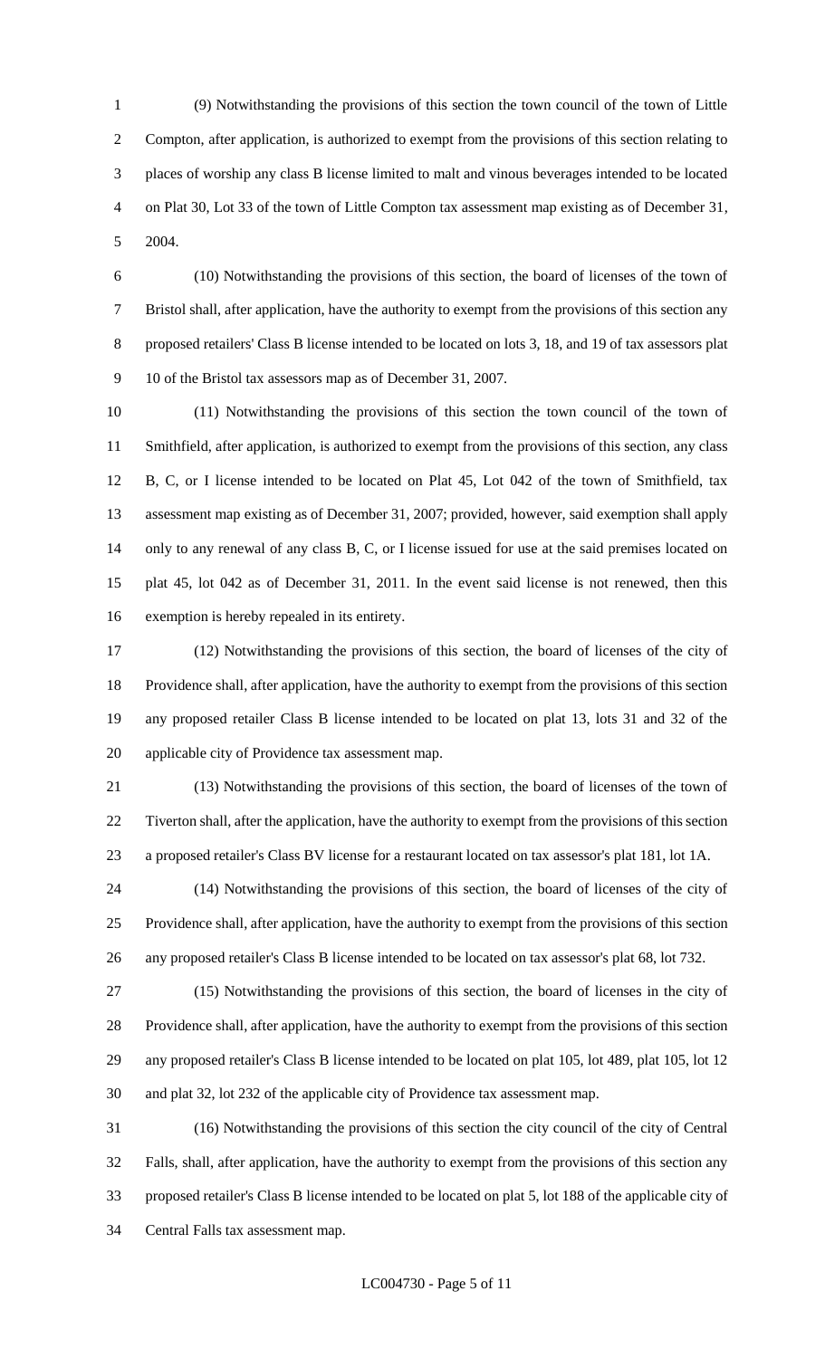(9) Notwithstanding the provisions of this section the town council of the town of Little Compton, after application, is authorized to exempt from the provisions of this section relating to places of worship any class B license limited to malt and vinous beverages intended to be located on Plat 30, Lot 33 of the town of Little Compton tax assessment map existing as of December 31, 2004.

(10) Notwithstanding the provisions of this section, the board of licenses of the town of Bristol shall, after application, have the authority to exempt from the provisions of this section any proposed retailers' Class B license intended to be located on lots 3, 18, and 19 of tax assessors plat 10 of the Bristol tax assessors map as of December 31, 2007.

(11) Notwithstanding the provisions of this section the town council of the town of Smithfield, after application, is authorized to exempt from the provisions of this section, any class B, C, or I license intended to be located on Plat 45, Lot 042 of the town of Smithfield, tax assessment map existing as of December 31, 2007; provided, however, said exemption shall apply only to any renewal of any class B, C, or I license issued for use at the said premises located on plat 45, lot 042 as of December 31, 2011. In the event said license is not renewed, then this exemption is hereby repealed in its entirety.

(12) Notwithstanding the provisions of this section, the board of licenses of the city of Providence shall, after application, have the authority to exempt from the provisions of this section any proposed retailer Class B license intended to be located on plat 13, lots 31 and 32 of the applicable city of Providence tax assessment map.

(13) Notwithstanding the provisions of this section, the board of licenses of the town of Tiverton shall, after the application, have the authority to exempt from the provisions of this section a proposed retailer's Class BV license for a restaurant located on tax assessor's plat 181, lot 1A.

(14) Notwithstanding the provisions of this section, the board of licenses of the city of Providence shall, after application, have the authority to exempt from the provisions of this section any proposed retailer's Class B license intended to be located on tax assessor's plat 68, lot 732.

(15) Notwithstanding the provisions of this section, the board of licenses in the city of Providence shall, after application, have the authority to exempt from the provisions of this section any proposed retailer's Class B license intended to be located on plat 105, lot 489, plat 105, lot 12 and plat 32, lot 232 of the applicable city of Providence tax assessment map.

(16) Notwithstanding the provisions of this section the city council of the city of Central Falls, shall, after application, have the authority to exempt from the provisions of this section any proposed retailer's Class B license intended to be located on plat 5, lot 188 of the applicable city of Central Falls tax assessment map.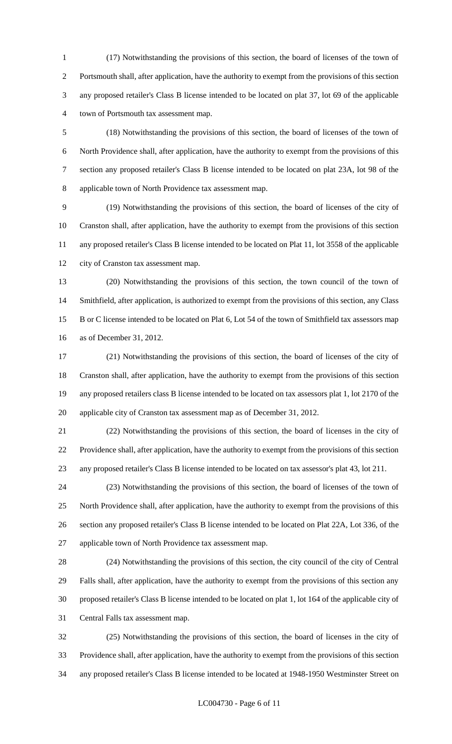(17) Notwithstanding the provisions of this section, the board of licenses of the town of Portsmouth shall, after application, have the authority to exempt from the provisions of this section any proposed retailer's Class B license intended to be located on plat 37, lot 69 of the applicable town of Portsmouth tax assessment map.

(18) Notwithstanding the provisions of this section, the board of licenses of the town of North Providence shall, after application, have the authority to exempt from the provisions of this section any proposed retailer's Class B license intended to be located on plat 23A, lot 98 of the applicable town of North Providence tax assessment map.

(19) Notwithstanding the provisions of this section, the board of licenses of the city of Cranston shall, after application, have the authority to exempt from the provisions of this section any proposed retailer's Class B license intended to be located on Plat 11, lot 3558 of the applicable city of Cranston tax assessment map.

(20) Notwithstanding the provisions of this section, the town council of the town of Smithfield, after application, is authorized to exempt from the provisions of this section, any Class B or C license intended to be located on Plat 6, Lot 54 of the town of Smithfield tax assessors map as of December 31, 2012.

(21) Notwithstanding the provisions of this section, the board of licenses of the city of Cranston shall, after application, have the authority to exempt from the provisions of this section any proposed retailers class B license intended to be located on tax assessors plat 1, lot 2170 of the applicable city of Cranston tax assessment map as of December 31, 2012.

(22) Notwithstanding the provisions of this section, the board of licenses in the city of Providence shall, after application, have the authority to exempt from the provisions of this section any proposed retailer's Class B license intended to be located on tax assessor's plat 43, lot 211.

(23) Notwithstanding the provisions of this section, the board of licenses of the town of North Providence shall, after application, have the authority to exempt from the provisions of this section any proposed retailer's Class B license intended to be located on Plat 22A, Lot 336, of the applicable town of North Providence tax assessment map.

(24) Notwithstanding the provisions of this section, the city council of the city of Central Falls shall, after application, have the authority to exempt from the provisions of this section any proposed retailer's Class B license intended to be located on plat 1, lot 164 of the applicable city of Central Falls tax assessment map.

(25) Notwithstanding the provisions of this section, the board of licenses in the city of Providence shall, after application, have the authority to exempt from the provisions of this section any proposed retailer's Class B license intended to be located at 1948-1950 Westminster Street on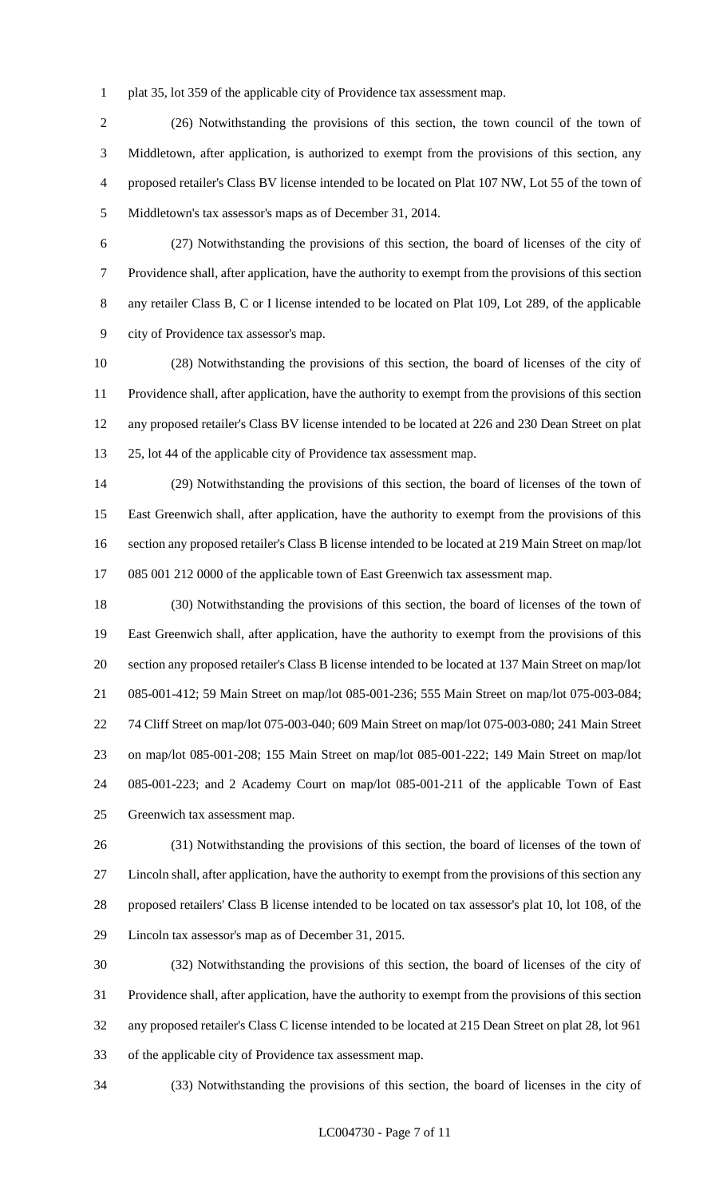plat 35, lot 359 of the applicable city of Providence tax assessment map.

(26) Notwithstanding the provisions of this section, the town council of the town of Middletown, after application, is authorized to exempt from the provisions of this section, any proposed retailer's Class BV license intended to be located on Plat 107 NW, Lot 55 of the town of Middletown's tax assessor's maps as of December 31, 2014.

(27) Notwithstanding the provisions of this section, the board of licenses of the city of Providence shall, after application, have the authority to exempt from the provisions of this section any retailer Class B, C or I license intended to be located on Plat 109, Lot 289, of the applicable city of Providence tax assessor's map.

(28) Notwithstanding the provisions of this section, the board of licenses of the city of Providence shall, after application, have the authority to exempt from the provisions of this section any proposed retailer's Class BV license intended to be located at 226 and 230 Dean Street on plat 25, lot 44 of the applicable city of Providence tax assessment map.

(29) Notwithstanding the provisions of this section, the board of licenses of the town of East Greenwich shall, after application, have the authority to exempt from the provisions of this section any proposed retailer's Class B license intended to be located at 219 Main Street on map/lot 085 001 212 0000 of the applicable town of East Greenwich tax assessment map.

(30) Notwithstanding the provisions of this section, the board of licenses of the town of East Greenwich shall, after application, have the authority to exempt from the provisions of this section any proposed retailer's Class B license intended to be located at 137 Main Street on map/lot 085-001-412; 59 Main Street on map/lot 085-001-236; 555 Main Street on map/lot 075-003-084; 74 Cliff Street on map/lot 075-003-040; 609 Main Street on map/lot 075-003-080; 241 Main Street on map/lot 085-001-208; 155 Main Street on map/lot 085-001-222; 149 Main Street on map/lot 085-001-223; and 2 Academy Court on map/lot 085-001-211 of the applicable Town of East Greenwich tax assessment map.

(31) Notwithstanding the provisions of this section, the board of licenses of the town of Lincoln shall, after application, have the authority to exempt from the provisions of this section any proposed retailers' Class B license intended to be located on tax assessor's plat 10, lot 108, of the Lincoln tax assessor's map as of December 31, 2015.

(32) Notwithstanding the provisions of this section, the board of licenses of the city of Providence shall, after application, have the authority to exempt from the provisions of this section any proposed retailer's Class C license intended to be located at 215 Dean Street on plat 28, lot 961 of the applicable city of Providence tax assessment map.

(33) Notwithstanding the provisions of this section, the board of licenses in the city of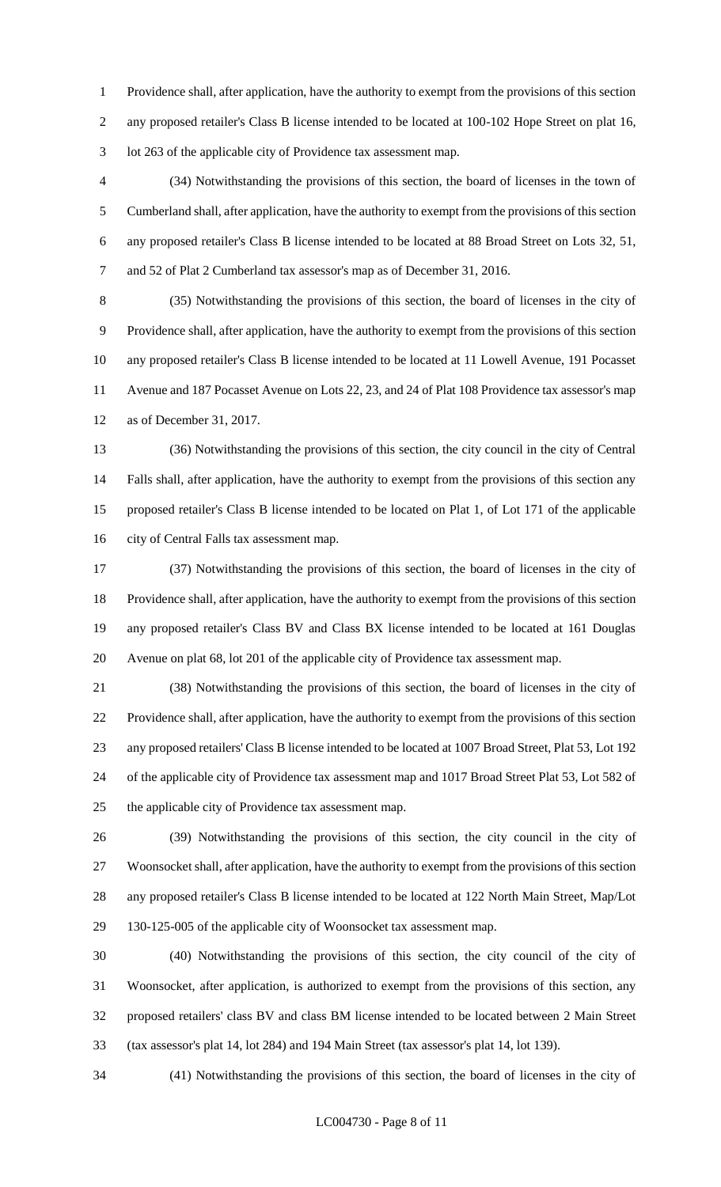Providence shall, after application, have the authority to exempt from the provisions of this section any proposed retailer's Class B license intended to be located at 100-102 Hope Street on plat 16, lot 263 of the applicable city of Providence tax assessment map.

(34) Notwithstanding the provisions of this section, the board of licenses in the town of Cumberland shall, after application, have the authority to exempt from the provisions of this section any proposed retailer's Class B license intended to be located at 88 Broad Street on Lots 32, 51, and 52 of Plat 2 Cumberland tax assessor's map as of December 31, 2016.

(35) Notwithstanding the provisions of this section, the board of licenses in the city of Providence shall, after application, have the authority to exempt from the provisions of this section any proposed retailer's Class B license intended to be located at 11 Lowell Avenue, 191 Pocasset Avenue and 187 Pocasset Avenue on Lots 22, 23, and 24 of Plat 108 Providence tax assessor's map as of December 31, 2017.

(36) Notwithstanding the provisions of this section, the city council in the city of Central Falls shall, after application, have the authority to exempt from the provisions of this section any proposed retailer's Class B license intended to be located on Plat 1, of Lot 171 of the applicable city of Central Falls tax assessment map.

(37) Notwithstanding the provisions of this section, the board of licenses in the city of Providence shall, after application, have the authority to exempt from the provisions of this section any proposed retailer's Class BV and Class BX license intended to be located at 161 Douglas Avenue on plat 68, lot 201 of the applicable city of Providence tax assessment map.

(38) Notwithstanding the provisions of this section, the board of licenses in the city of Providence shall, after application, have the authority to exempt from the provisions of this section any proposed retailers' Class B license intended to be located at 1007 Broad Street, Plat 53, Lot 192 of the applicable city of Providence tax assessment map and 1017 Broad Street Plat 53, Lot 582 of the applicable city of Providence tax assessment map.

(39) Notwithstanding the provisions of this section, the city council in the city of Woonsocket shall, after application, have the authority to exempt from the provisions of this section any proposed retailer's Class B license intended to be located at 122 North Main Street, Map/Lot 130-125-005 of the applicable city of Woonsocket tax assessment map.

(40) Notwithstanding the provisions of this section, the city council of the city of Woonsocket, after application, is authorized to exempt from the provisions of this section, any proposed retailers' class BV and class BM license intended to be located between 2 Main Street (tax assessor's plat 14, lot 284) and 194 Main Street (tax assessor's plat 14, lot 139).

(41) Notwithstanding the provisions of this section, the board of licenses in the city of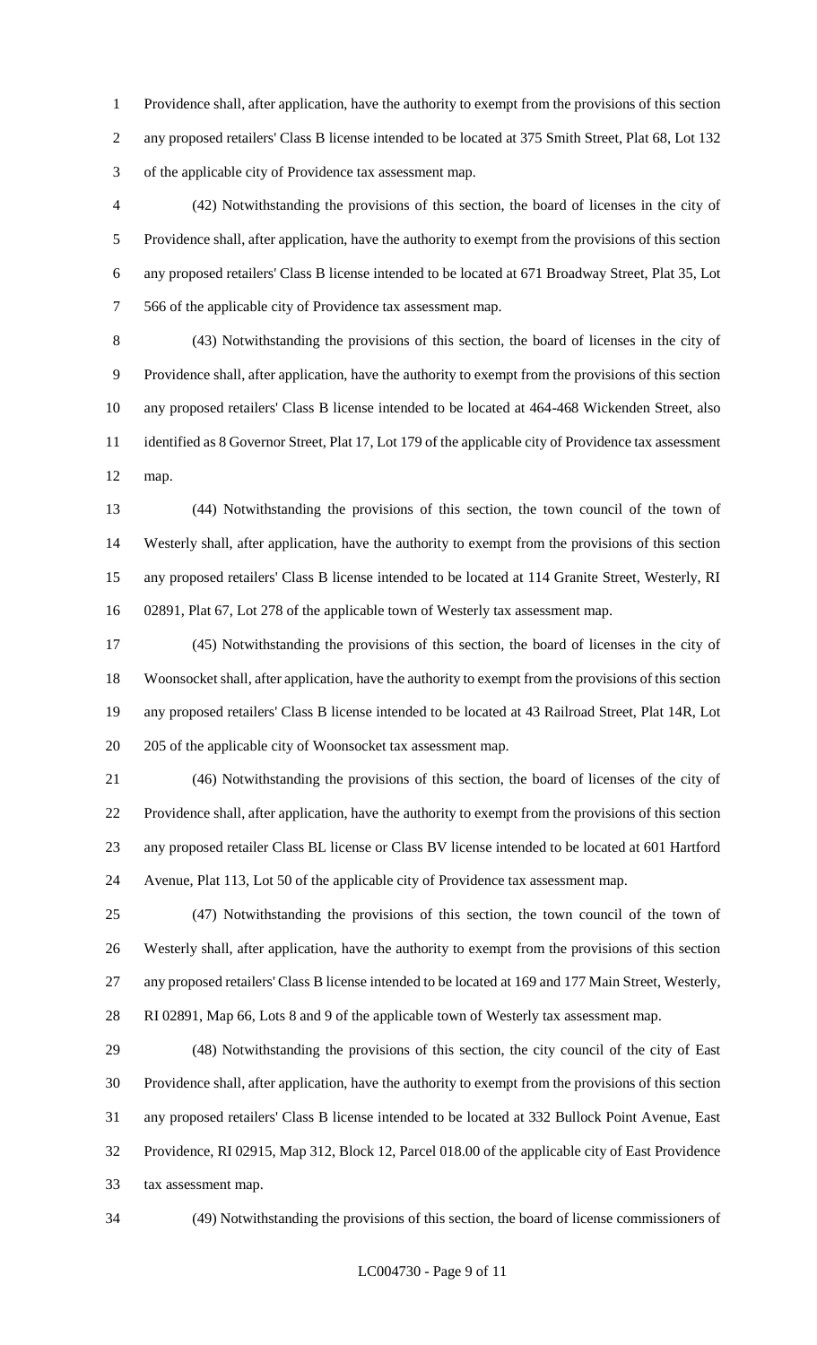Providence shall, after application, have the authority to exempt from the provisions of this section any proposed retailers' Class B license intended to be located at 375 Smith Street, Plat 68, Lot 132 of the applicable city of Providence tax assessment map.

(42) Notwithstanding the provisions of this section, the board of licenses in the city of Providence shall, after application, have the authority to exempt from the provisions of this section any proposed retailers' Class B license intended to be located at 671 Broadway Street, Plat 35, Lot 566 of the applicable city of Providence tax assessment map.

(43) Notwithstanding the provisions of this section, the board of licenses in the city of Providence shall, after application, have the authority to exempt from the provisions of this section any proposed retailers' Class B license intended to be located at 464-468 Wickenden Street, also identified as 8 Governor Street, Plat 17, Lot 179 of the applicable city of Providence tax assessment map.

(44) Notwithstanding the provisions of this section, the town council of the town of Westerly shall, after application, have the authority to exempt from the provisions of this section any proposed retailers' Class B license intended to be located at 114 Granite Street, Westerly, RI 02891, Plat 67, Lot 278 of the applicable town of Westerly tax assessment map.

(45) Notwithstanding the provisions of this section, the board of licenses in the city of Woonsocket shall, after application, have the authority to exempt from the provisions of this section any proposed retailers' Class B license intended to be located at 43 Railroad Street, Plat 14R, Lot 205 of the applicable city of Woonsocket tax assessment map.

(46) Notwithstanding the provisions of this section, the board of licenses of the city of Providence shall, after application, have the authority to exempt from the provisions of this section any proposed retailer Class BL license or Class BV license intended to be located at 601 Hartford Avenue, Plat 113, Lot 50 of the applicable city of Providence tax assessment map.

(47) Notwithstanding the provisions of this section, the town council of the town of Westerly shall, after application, have the authority to exempt from the provisions of this section any proposed retailers' Class B license intended to be located at 169 and 177 Main Street, Westerly, RI 02891, Map 66, Lots 8 and 9 of the applicable town of Westerly tax assessment map.

(48) Notwithstanding the provisions of this section, the city council of the city of East Providence shall, after application, have the authority to exempt from the provisions of this section any proposed retailers' Class B license intended to be located at 332 Bullock Point Avenue, East Providence, RI 02915, Map 312, Block 12, Parcel 018.00 of the applicable city of East Providence tax assessment map.

(49) Notwithstanding the provisions of this section, the board of license commissioners of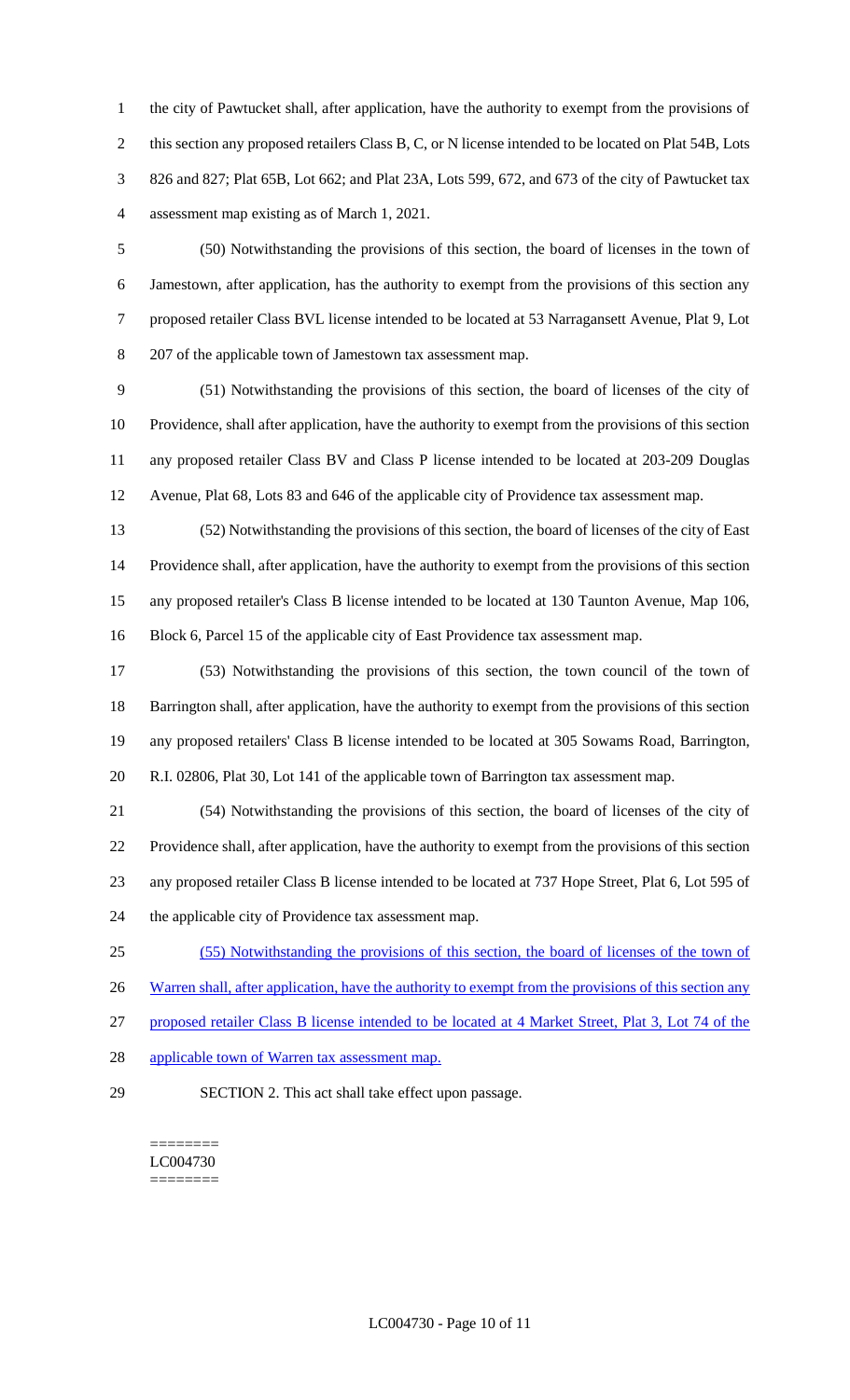the city of Pawtucket shall, after application, have the authority to exempt from the provisions of this section any proposed retailers Class B, C, or N license intended to be located on Plat 54B, Lots 826 and 827; Plat 65B, Lot 662; and Plat 23A, Lots 599, 672, and 673 of the city of Pawtucket tax assessment map existing as of March 1, 2021.

(50) Notwithstanding the provisions of this section, the board of licenses in the town of Jamestown, after application, has the authority to exempt from the provisions of this section any proposed retailer Class BVL license intended to be located at 53 Narragansett Avenue, Plat 9, Lot 207 of the applicable town of Jamestown tax assessment map.

(51) Notwithstanding the provisions of this section, the board of licenses of the city of Providence, shall after application, have the authority to exempt from the provisions of this section any proposed retailer Class BV and Class P license intended to be located at 203-209 Douglas Avenue, Plat 68, Lots 83 and 646 of the applicable city of Providence tax assessment map.

(52) Notwithstanding the provisions of this section, the board of licenses of the city of East Providence shall, after application, have the authority to exempt from the provisions of this section any proposed retailer's Class B license intended to be located at 130 Taunton Avenue, Map 106, Block 6, Parcel 15 of the applicable city of East Providence tax assessment map.

(53) Notwithstanding the provisions of this section, the town council of the town of Barrington shall, after application, have the authority to exempt from the provisions of this section any proposed retailers' Class B license intended to be located at 305 Sowams Road, Barrington, R.I. 02806, Plat 30, Lot 141 of the applicable town of Barrington tax assessment map.

(54) Notwithstanding the provisions of this section, the board of licenses of the city of Providence shall, after application, have the authority to exempt from the provisions of this section any proposed retailer Class B license intended to be located at 737 Hope Street, Plat 6, Lot 595 of the applicable city of Providence tax assessment map.

<u>(55) Notwithstanding the provisions of this section, the board of licenses of the town of Warren shall, after application, have the authority to exempt from the provisions of this section any proposed retailer Class B license intended to be located at 4 Market Street, Plat 3, Lot 74 of the applicable town of Warren tax assessment map.</u>

SECTION 2. This act shall take effect upon passage.

========
LC004730
========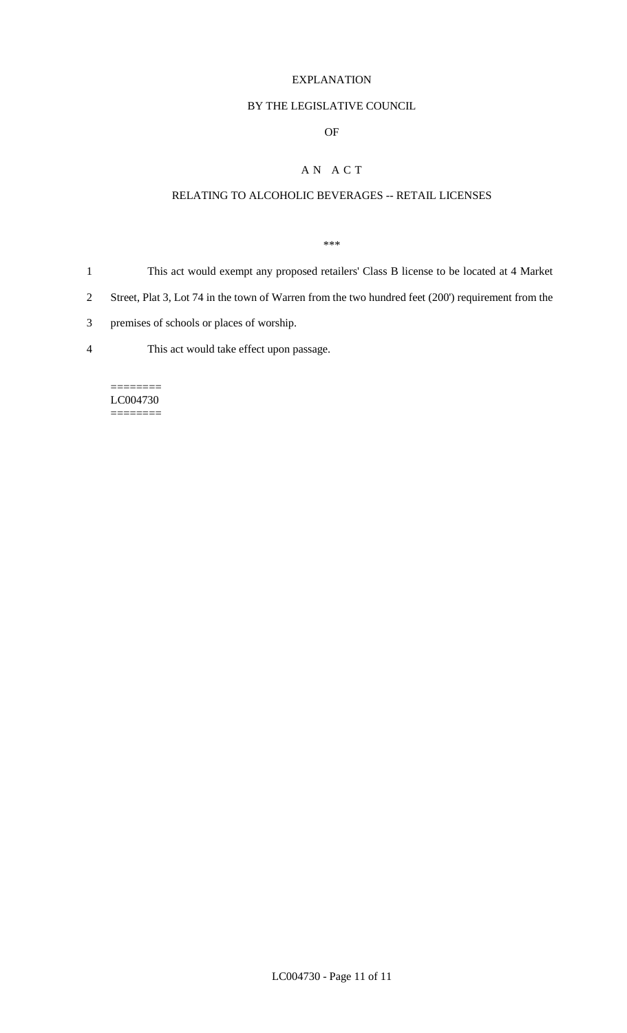EXPLANATION

BY THE LEGISLATIVE COUNCIL

OF

A N A C T

RELATING TO ALCOHOLIC BEVERAGES -- RETAIL LICENSES

***

1 This act would exempt any proposed retailers' Class B license to be located at 4 Market
2 Street, Plat 3, Lot 74 in the town of Warren from the two hundred feet (200') requirement from the
3 premises of schools or places of worship.
4 This act would take effect upon passage.

========
LC004730
========